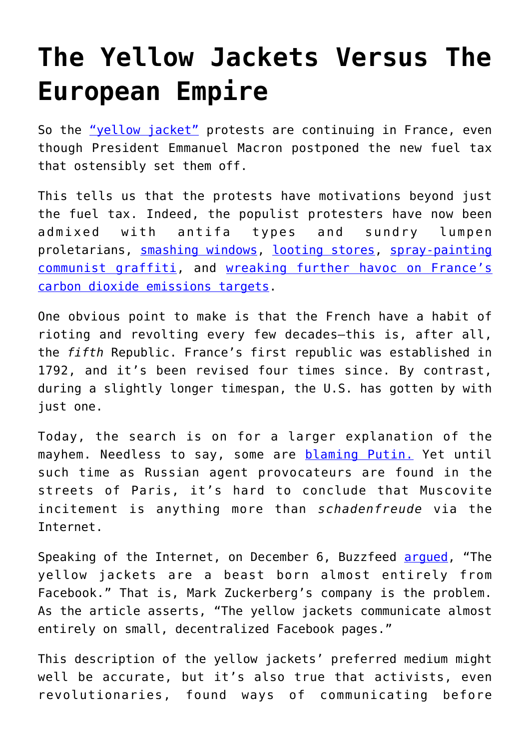# The Yellow Jackets Versus The European Empire

So the "yellow jacket" protests are continuing in France, even though President Emmanuel Macron postponed the new fuel tax that ostensibly set them off.

This tells us that the protests have motivations beyond just the fuel tax. Indeed, the populist protesters have now been admixed with antifa types and sundry lumpen proletarians, smashing windows, looting stores, spray-painting communist graffiti, and wreaking further havoc on France's carbon dioxide emissions targets.

One obvious point to make is that the French have a habit of rioting and revolting every few decades—this is, after all, the *fifth* Republic. France's first republic was established in 1792, and it's been revised four times since. By contrast, during a slightly longer timespan, the U.S. has gotten by with just one.

Today, the search is on for a larger explanation of the mayhem. Needless to say, some are blaming Putin. Yet until such time as Russian agent provocateurs are found in the streets of Paris, it's hard to conclude that Muscovite incitement is anything more than *schadenfreude* via the Internet.

Speaking of the Internet, on December 6, Buzzfeed argued, "The yellow jackets are a beast born almost entirely from Facebook." That is, Mark Zuckerberg's company is the problem. As the article asserts, "The yellow jackets communicate almost entirely on small, decentralized Facebook pages."

This description of the yellow jackets' preferred medium might well be accurate, but it's also true that activists, even revolutionaries, found ways of communicating before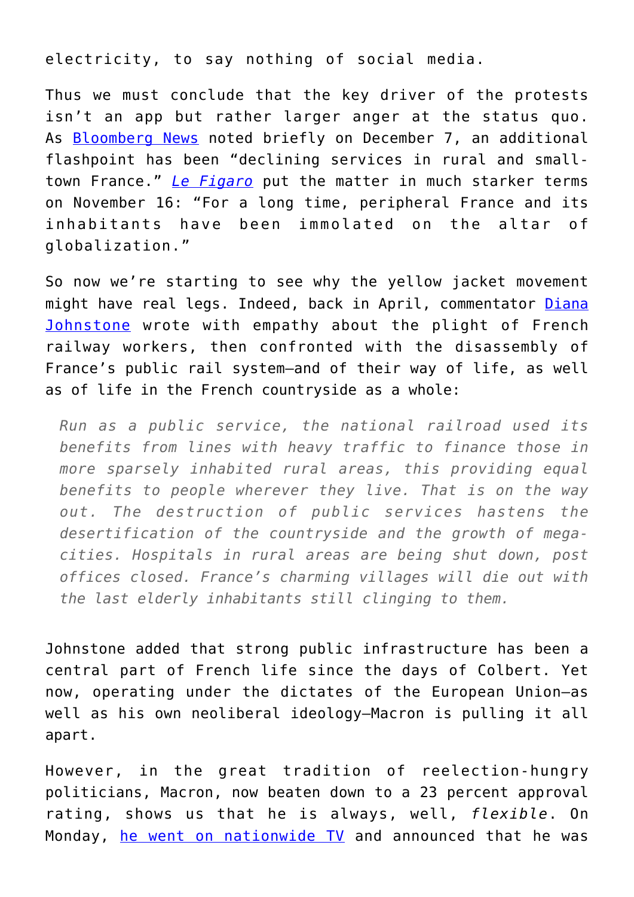electricity, to say nothing of social media.

Thus we must conclude that the key driver of the protests isn't an app but rather larger anger at the status quo. As Bloomberg News noted briefly on December 7, an additional flashpoint has been "declining services in rural and small-town France." *Le Figaro* put the matter in much starker terms on November 16: "For a long time, peripheral France and its inhabitants have been immolated on the altar of globalization."

So now we're starting to see why the yellow jacket movement might have real legs. Indeed, back in April, commentator Diana Johnstone wrote with empathy about the plight of French railway workers, then confronted with the disassembly of France's public rail system—and of their way of life, as well as of life in the French countryside as a whole:

> *Run as a public service, the national railroad used its benefits from lines with heavy traffic to finance those in more sparsely inhabited rural areas, this providing equal benefits to people wherever they live. That is on the way out. The destruction of public services hastens the desertification of the countryside and the growth of mega-cities. Hospitals in rural areas are being shut down, post offices closed. France's charming villages will die out with the last elderly inhabitants still clinging to them.*

Johnstone added that strong public infrastructure has been a central part of French life since the days of Colbert. Yet now, operating under the dictates of the European Union—as well as his own neoliberal ideology—Macron is pulling it all apart.

However, in the great tradition of reelection-hungry politicians, Macron, now beaten down to a 23 percent approval rating, shows us that he is always, well, *flexible*. On Monday, he went on nationwide TV and announced that he was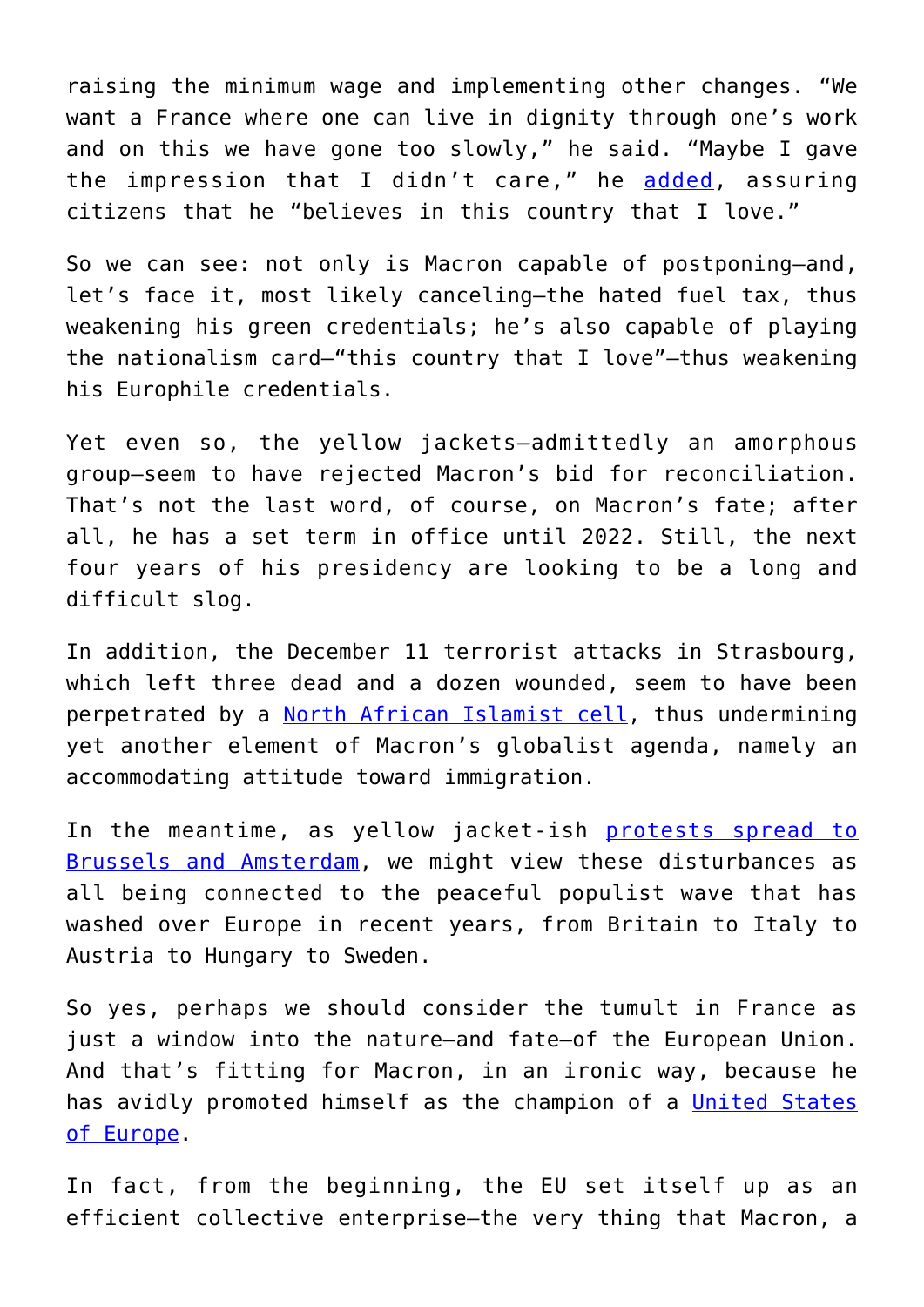raising the minimum wage and implementing other changes. "We want a France where one can live in dignity through one's work and on this we have gone too slowly," he said. "Maybe I gave the impression that I didn't care," he added, assuring citizens that he "believes in this country that I love."

So we can see: not only is Macron capable of postponing—and, let's face it, most likely canceling—the hated fuel tax, thus weakening his green credentials; he's also capable of playing the nationalism card—"this country that I love"—thus weakening his Europhile credentials.

Yet even so, the yellow jackets—admittedly an amorphous group—seem to have rejected Macron's bid for reconciliation. That's not the last word, of course, on Macron's fate; after all, he has a set term in office until 2022. Still, the next four years of his presidency are looking to be a long and difficult slog.

In addition, the December 11 terrorist attacks in Strasbourg, which left three dead and a dozen wounded, seem to have been perpetrated by a North African Islamist cell, thus undermining yet another element of Macron's globalist agenda, namely an accommodating attitude toward immigration.

In the meantime, as yellow jacket-ish protests spread to Brussels and Amsterdam, we might view these disturbances as all being connected to the peaceful populist wave that has washed over Europe in recent years, from Britain to Italy to Austria to Hungary to Sweden.

So yes, perhaps we should consider the tumult in France as just a window into the nature—and fate—of the European Union. And that's fitting for Macron, in an ironic way, because he has avidly promoted himself as the champion of a United States of Europe.

In fact, from the beginning, the EU set itself up as an efficient collective enterprise—the very thing that Macron, a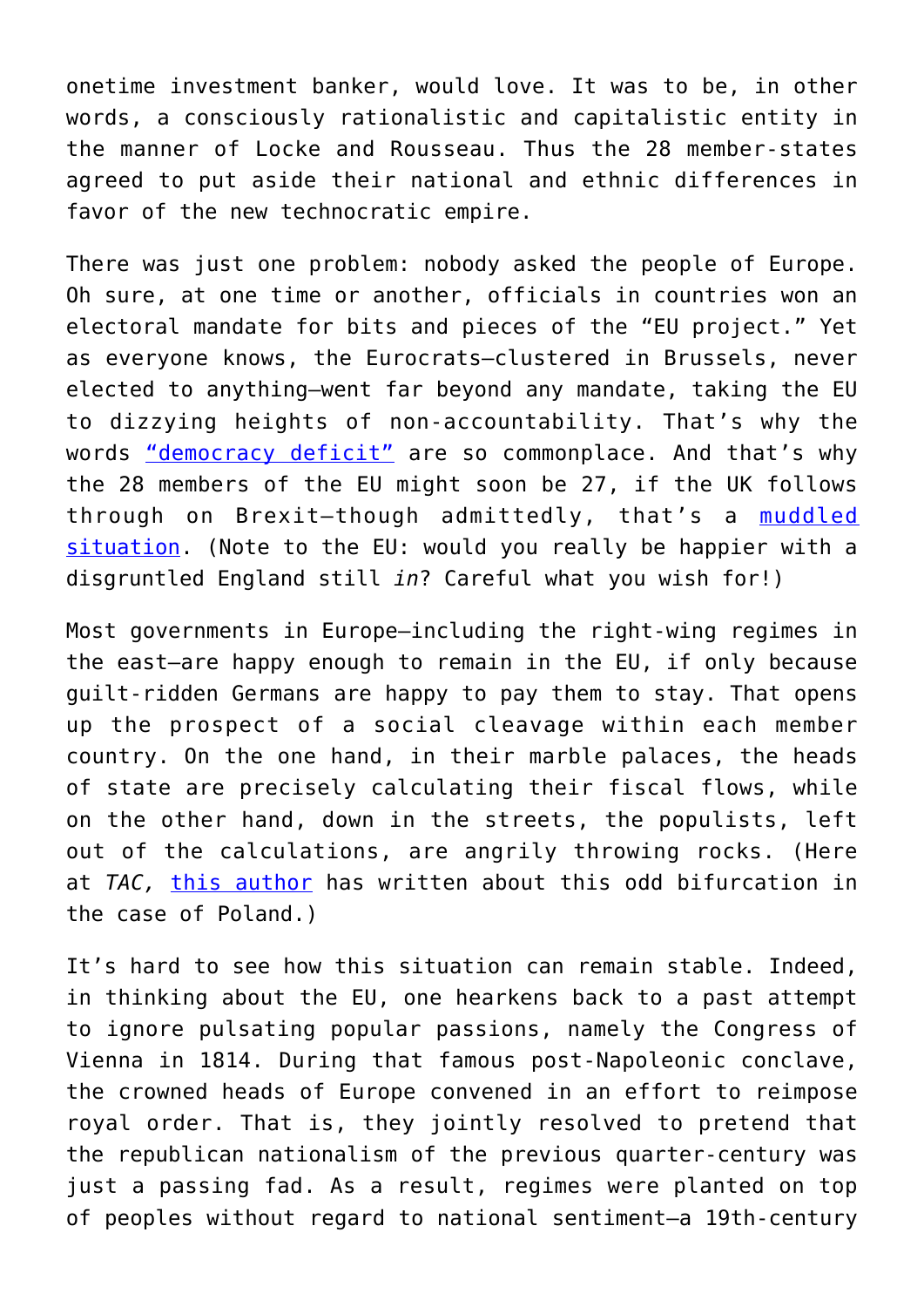onetime investment banker, would love. It was to be, in other words, a consciously rationalistic and capitalistic entity in the manner of Locke and Rousseau. Thus the 28 member-states agreed to put aside their national and ethnic differences in favor of the new technocratic empire.

There was just one problem: nobody asked the people of Europe. Oh sure, at one time or another, officials in countries won an electoral mandate for bits and pieces of the "EU project." Yet as everyone knows, the Eurocrats—clustered in Brussels, never elected to anything—went far beyond any mandate, taking the EU to dizzying heights of non-accountability. That's why the words "democracy deficit" are so commonplace. And that's why the 28 members of the EU might soon be 27, if the UK follows through on Brexit—though admittedly, that's a muddled situation. (Note to the EU: would you really be happier with a disgruntled England still *in*? Careful what you wish for!)

Most governments in Europe—including the right-wing regimes in the east—are happy enough to remain in the EU, if only because guilt-ridden Germans are happy to pay them to stay. That opens up the prospect of a social cleavage within each member country. On the one hand, in their marble palaces, the heads of state are precisely calculating their fiscal flows, while on the other hand, down in the streets, the populists, left out of the calculations, are angrily throwing rocks. (Here at *TAC,* this author has written about this odd bifurcation in the case of Poland.)

It's hard to see how this situation can remain stable. Indeed, in thinking about the EU, one hearkens back to a past attempt to ignore pulsating popular passions, namely the Congress of Vienna in 1814. During that famous post-Napoleonic conclave, the crowned heads of Europe convened in an effort to reimpose royal order. That is, they jointly resolved to pretend that the republican nationalism of the previous quarter-century was just a passing fad. As a result, regimes were planted on top of peoples without regard to national sentiment—a 19th-century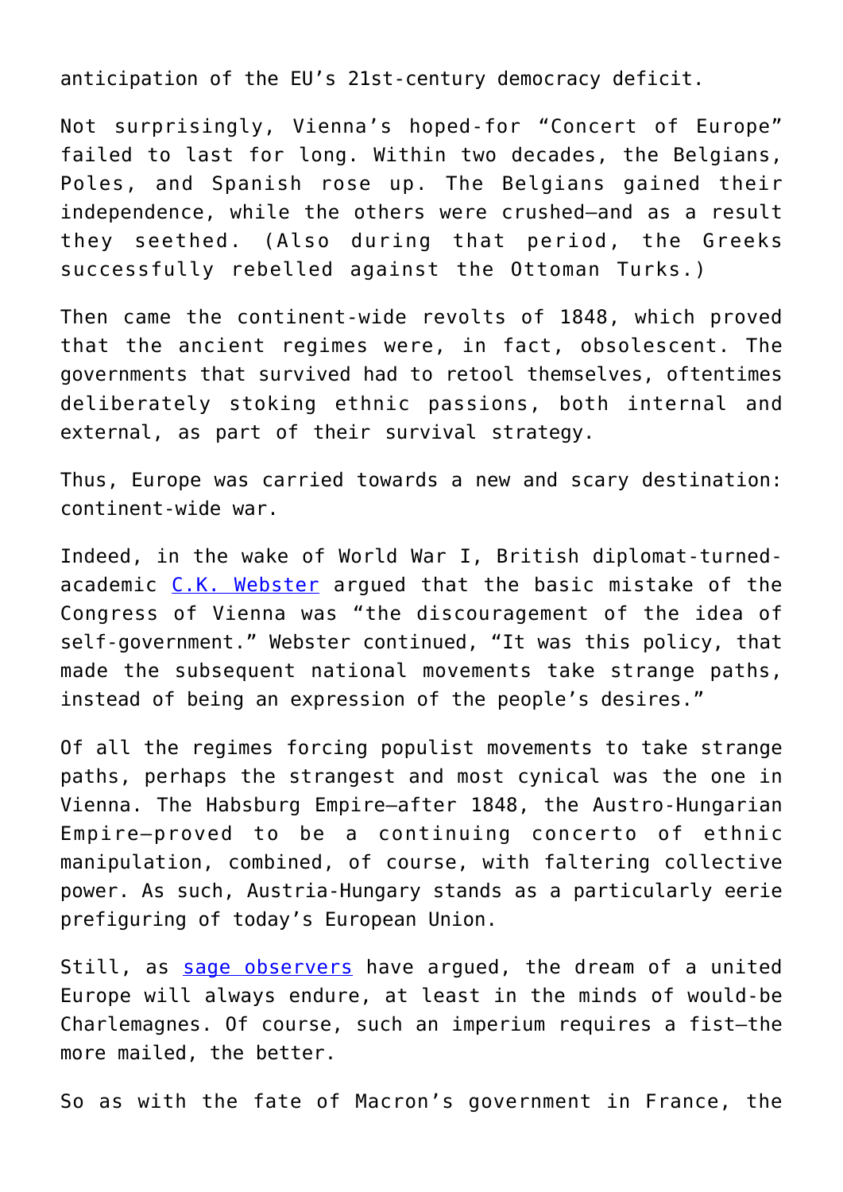anticipation of the EU's 21st-century democracy deficit.

Not surprisingly, Vienna's hoped-for "Concert of Europe" failed to last for long. Within two decades, the Belgians, Poles, and Spanish rose up. The Belgians gained their independence, while the others were crushed—and as a result they seethed. (Also during that period, the Greeks successfully rebelled against the Ottoman Turks.)

Then came the continent-wide revolts of 1848, which proved that the ancient regimes were, in fact, obsolescent. The governments that survived had to retool themselves, oftentimes deliberately stoking ethnic passions, both internal and external, as part of their survival strategy.

Thus, Europe was carried towards a new and scary destination: continent-wide war.

Indeed, in the wake of World War I, British diplomat-turned-academic [C.K. Webster]() argued that the basic mistake of the Congress of Vienna was "the discouragement of the idea of self-government." Webster continued, "It was this policy, that made the subsequent national movements take strange paths, instead of being an expression of the people's desires."

Of all the regimes forcing populist movements to take strange paths, perhaps the strangest and most cynical was the one in Vienna. The Habsburg Empire—after 1848, the Austro-Hungarian Empire—proved to be a continuing concerto of ethnic manipulation, combined, of course, with faltering collective power. As such, Austria-Hungary stands as a particularly eerie prefiguring of today's European Union.

Still, as [sage observers]() have argued, the dream of a united Europe will always endure, at least in the minds of would-be Charlemagnes. Of course, such an imperium requires a fist—the more mailed, the better.

So as with the fate of Macron's government in France, the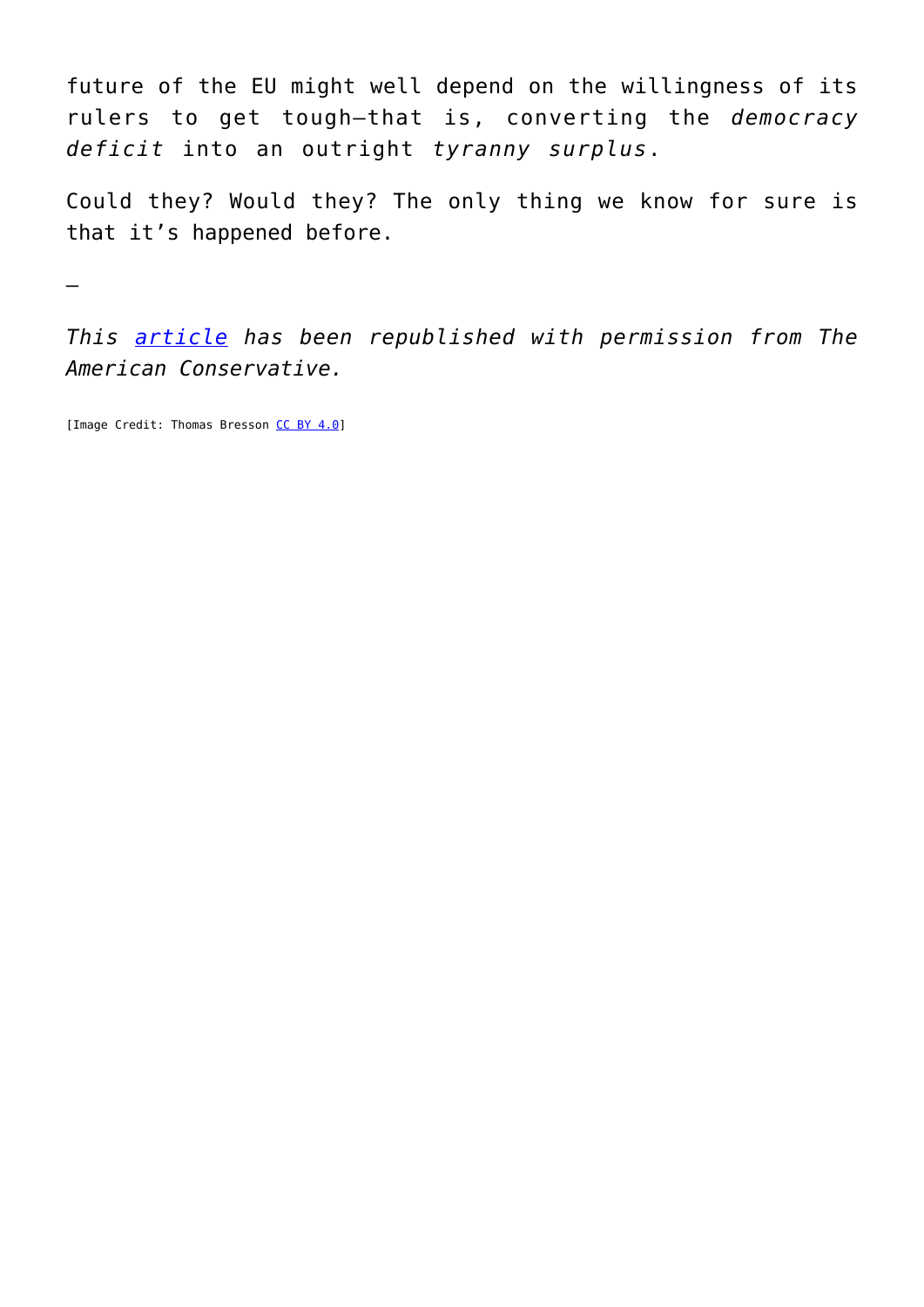future of the EU might well depend on the willingness of its rulers to get tough—that is, converting the *democracy deficit* into an outright *tyranny surplus*.

Could they? Would they? The only thing we know for sure is that it’s happened before.

—

*This [article](#) has been republished with permission from The American Conservative.*

[Image Credit: Thomas Bresson [CC BY 4.0](#)]